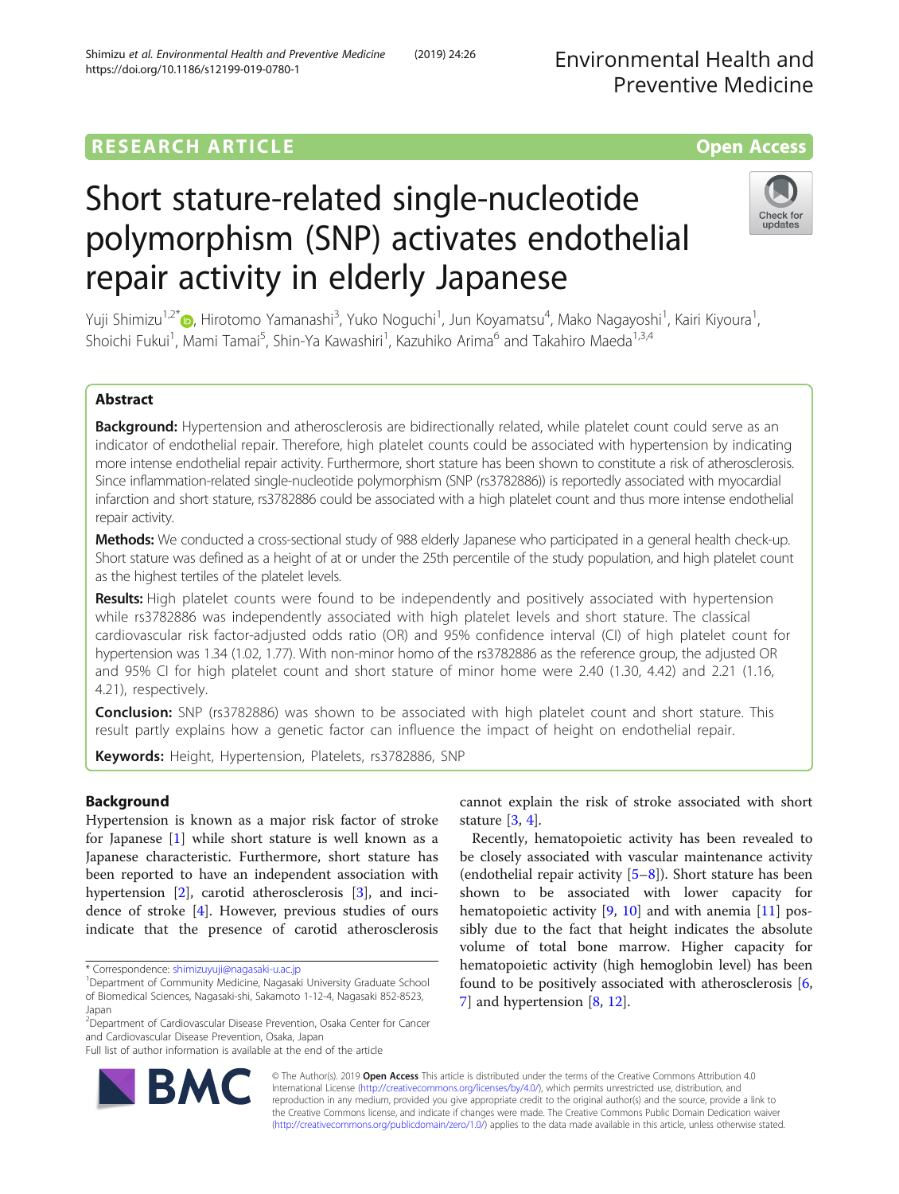RESEARCH ARTICLE

Open Access

# Short stature-related single-nucleotide polymorphism (SNP) activates endothelial repair activity in elderly Japanese

Yuji Shimizu[1,2*], Hirotomo Yamanashi[3], Yuko Noguchi[1], Jun Koyamatsu[4], Mako Nagayoshi[1], Kairi Kiyoura[1], Shoichi Fukui[1], Mami Tamai[5], Shin-Ya Kawashiri[1], Kazuhiko Arima[6] and Takahiro Maeda[1,3,4]

## Abstract

**Background:** Hypertension and atherosclerosis are bidirectionally related, while platelet count could serve as an indicator of endothelial repair. Therefore, high platelet counts could be associated with hypertension by indicating more intense endothelial repair activity. Furthermore, short stature has been shown to constitute a risk of atherosclerosis. Since inflammation-related single-nucleotide polymorphism (SNP (rs3782886)) is reportedly associated with myocardial infarction and short stature, rs3782886 could be associated with a high platelet count and thus more intense endothelial repair activity.

**Methods:** We conducted a cross-sectional study of 988 elderly Japanese who participated in a general health check-up. Short stature was defined as a height of at or under the 25th percentile of the study population, and high platelet count as the highest tertiles of the platelet levels.

**Results:** High platelet counts were found to be independently and positively associated with hypertension while rs3782886 was independently associated with high platelet levels and short stature. The classical cardiovascular risk factor-adjusted odds ratio (OR) and 95% confidence interval (CI) of high platelet count for hypertension was 1.34 (1.02, 1.77). With non-minor homo of the rs3782886 as the reference group, the adjusted OR and 95% CI for high platelet count and short stature of minor home were 2.40 (1.30, 4.42) and 2.21 (1.16, 4.21), respectively.

**Conclusion:** SNP (rs3782886) was shown to be associated with high platelet count and short stature. This result partly explains how a genetic factor can influence the impact of height on endothelial repair.

**Keywords:** Height, Hypertension, Platelets, rs3782886, SNP

## Background

Hypertension is known as a major risk factor of stroke for Japanese [1] while short stature is well known as a Japanese characteristic. Furthermore, short stature has been reported to have an independent association with hypertension [2], carotid atherosclerosis [3], and incidence of stroke [4]. However, previous studies of ours indicate that the presence of carotid atherosclerosis cannot explain the risk of stroke associated with short stature [3, 4].

Recently, hematopoietic activity has been revealed to be closely associated with vascular maintenance activity (endothelial repair activity [5–8]). Short stature has been shown to be associated with lower capacity for hematopoietic activity [9, 10] and with anemia [11] possibly due to the fact that height indicates the absolute volume of total bone marrow. Higher capacity for hematopoietic activity (high hemoglobin level) has been found to be positively associated with atherosclerosis [6, 7] and hypertension [8, 12].

* Correspondence: shimizuyuji@nagasaki-u.ac.jp
[1]Department of Community Medicine, Nagasaki University Graduate School of Biomedical Sciences, Nagasaki-shi, Sakamoto 1-12-4, Nagasaki 852-8523, Japan
[2]Department of Cardiovascular Disease Prevention, Osaka Center for Cancer and Cardiovascular Disease Prevention, Osaka, Japan
Full list of author information is available at the end of the article

© The Author(s). 2019 **Open Access** This article is distributed under the terms of the Creative Commons Attribution 4.0 International License (http://creativecommons.org/licenses/by/4.0/), which permits unrestricted use, distribution, and reproduction in any medium, provided you give appropriate credit to the original author(s) and the source, provide a link to the Creative Commons license, and indicate if changes were made. The Creative Commons Public Domain Dedication waiver (http://creativecommons.org/publicdomain/zero/1.0/) applies to the data made available in this article, unless otherwise stated.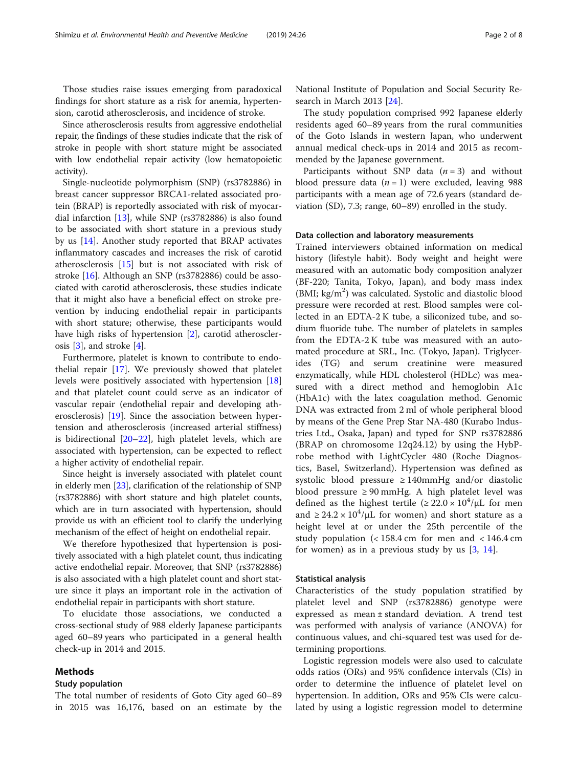Those studies raise issues emerging from paradoxical findings for short stature as a risk for anemia, hypertension, carotid atherosclerosis, and incidence of stroke.

Since atherosclerosis results from aggressive endothelial repair, the findings of these studies indicate that the risk of stroke in people with short stature might be associated with low endothelial repair activity (low hematopoietic activity).

Single-nucleotide polymorphism (SNP) (rs3782886) in breast cancer suppressor BRCA1-related associated protein (BRAP) is reportedly associated with risk of myocardial infarction [13], while SNP (rs3782886) is also found to be associated with short stature in a previous study by us [14]. Another study reported that BRAP activates inflammatory cascades and increases the risk of carotid atherosclerosis [15] but is not associated with risk of stroke [16]. Although an SNP (rs3782886) could be associated with carotid atherosclerosis, these studies indicate that it might also have a beneficial effect on stroke prevention by inducing endothelial repair in participants with short stature; otherwise, these participants would have high risks of hypertension [2], carotid atherosclerosis [3], and stroke [4].

Furthermore, platelet is known to contribute to endothelial repair [17]. We previously showed that platelet levels were positively associated with hypertension [18] and that platelet count could serve as an indicator of vascular repair (endothelial repair and developing atherosclerosis) [19]. Since the association between hypertension and atherosclerosis (increased arterial stiffness) is bidirectional [20–22], high platelet levels, which are associated with hypertension, can be expected to reflect a higher activity of endothelial repair.

Since height is inversely associated with platelet count in elderly men [23], clarification of the relationship of SNP (rs3782886) with short stature and high platelet counts, which are in turn associated with hypertension, should provide us with an efficient tool to clarify the underlying mechanism of the effect of height on endothelial repair.

We therefore hypothesized that hypertension is positively associated with a high platelet count, thus indicating active endothelial repair. Moreover, that SNP (rs3782886) is also associated with a high platelet count and short stature since it plays an important role in the activation of endothelial repair in participants with short stature.

To elucidate those associations, we conducted a cross-sectional study of 988 elderly Japanese participants aged 60–89 years who participated in a general health check-up in 2014 and 2015.

## Methods

### Study population

The total number of residents of Goto City aged 60–89 in 2015 was 16,176, based on an estimate by the National Institute of Population and Social Security Research in March 2013 [24].

The study population comprised 992 Japanese elderly residents aged 60–89 years from the rural communities of the Goto Islands in western Japan, who underwent annual medical check-ups in 2014 and 2015 as recommended by the Japanese government.

Participants without SNP data ($n = 3$) and without blood pressure data ($n = 1$) were excluded, leaving 988 participants with a mean age of 72.6 years (standard deviation (SD), 7.3; range, 60–89) enrolled in the study.

### Data collection and laboratory measurements

Trained interviewers obtained information on medical history (lifestyle habit). Body weight and height were measured with an automatic body composition analyzer (BF-220; Tanita, Tokyo, Japan), and body mass index (BMI; kg/m$^2$) was calculated. Systolic and diastolic blood pressure were recorded at rest. Blood samples were collected in an EDTA-2 K tube, a siliconized tube, and sodium fluoride tube. The number of platelets in samples from the EDTA-2 K tube was measured with an automated procedure at SRL, Inc. (Tokyo, Japan). Triglycerides (TG) and serum creatinine were measured enzymatically, while HDL cholesterol (HDLc) was measured with a direct method and hemoglobin A1c (HbA1c) with the latex coagulation method. Genomic DNA was extracted from 2 ml of whole peripheral blood by means of the Gene Prep Star NA-480 (Kurabo Industries Ltd., Osaka, Japan) and typed for SNP rs3782886 (BRAP on chromosome 12q24.12) by using the HybProbe method with LightCycler 480 (Roche Diagnostics, Basel, Switzerland). Hypertension was defined as systolic blood pressure ≥ 140mmHg and/or diastolic blood pressure ≥ 90 mmHg. A high platelet level was defined as the highest tertile ($\geq 22.0 \times 10^4/\mu L$ for men and $\geq 24.2 \times 10^4/\mu L$ for women) and short stature as a height level at or under the 25th percentile of the study population (< 158.4 cm for men and < 146.4 cm for women) as in a previous study by us [3, 14].

### Statistical analysis

Characteristics of the study population stratified by platelet level and SNP (rs3782886) genotype were expressed as mean ± standard deviation. A trend test was performed with analysis of variance (ANOVA) for continuous values, and chi-squared test was used for determining proportions.

Logistic regression models were also used to calculate odds ratios (ORs) and 95% confidence intervals (CIs) in order to determine the influence of platelet level on hypertension. In addition, ORs and 95% CIs were calculated by using a logistic regression model to determine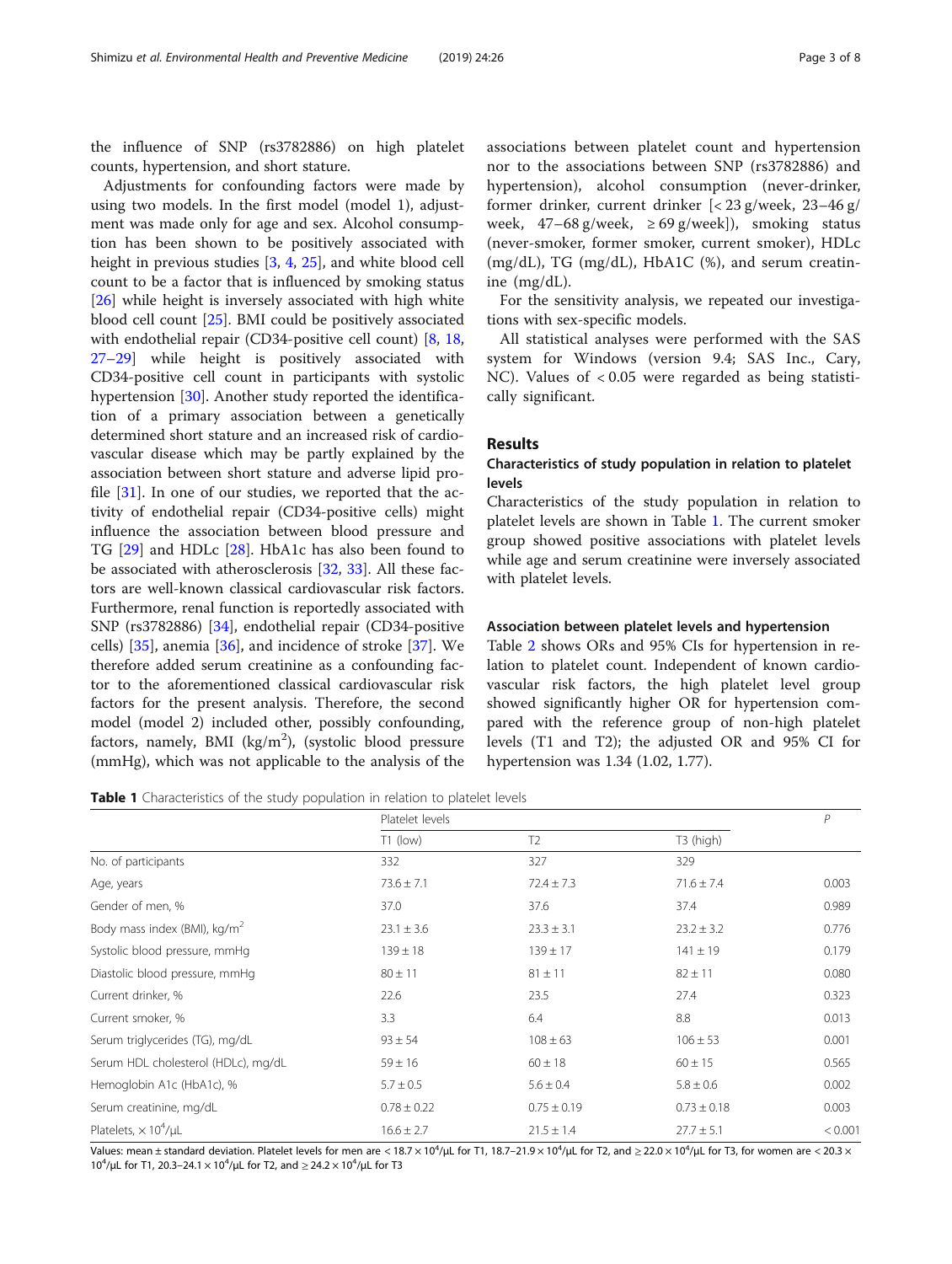the influence of SNP (rs3782886) on high platelet counts, hypertension, and short stature.

Adjustments for confounding factors were made by using two models. In the first model (model 1), adjustment was made only for age and sex. Alcohol consumption has been shown to be positively associated with height in previous studies [3, 4, 25], and white blood cell count to be a factor that is influenced by smoking status [26] while height is inversely associated with high white blood cell count [25]. BMI could be positively associated with endothelial repair (CD34-positive cell count) [8, 18, 27–29] while height is positively associated with CD34-positive cell count in participants with systolic hypertension [30]. Another study reported the identification of a primary association between a genetically determined short stature and an increased risk of cardiovascular disease which may be partly explained by the association between short stature and adverse lipid profile [31]. In one of our studies, we reported that the activity of endothelial repair (CD34-positive cells) might influence the association between blood pressure and TG [29] and HDLc [28]. HbA1c has also been found to be associated with atherosclerosis [32, 33]. All these factors are well-known classical cardiovascular risk factors. Furthermore, renal function is reportedly associated with SNP (rs3782886) [34], endothelial repair (CD34-positive cells) [35], anemia [36], and incidence of stroke [37]. We therefore added serum creatinine as a confounding factor to the aforementioned classical cardiovascular risk factors for the present analysis. Therefore, the second model (model 2) included other, possibly confounding, factors, namely, BMI (kg/m$^2$), (systolic blood pressure (mmHg), which was not applicable to the analysis of the associations between platelet count and hypertension nor to the associations between SNP (rs3782886) and hypertension), alcohol consumption (never-drinker, former drinker, current drinker [< 23 g/week, 23–46 g/week, 47–68 g/week, ≥ 69 g/week]), smoking status (never-smoker, former smoker, current smoker), HDLc (mg/dL), TG (mg/dL), HbA1C (%), and serum creatinine (mg/dL).

For the sensitivity analysis, we repeated our investigations with sex-specific models.

All statistical analyses were performed with the SAS system for Windows (version 9.4; SAS Inc., Cary, NC). Values of < 0.05 were regarded as being statistically significant.

## Results

### Characteristics of study population in relation to platelet levels

Characteristics of the study population in relation to platelet levels are shown in Table 1. The current smoker group showed positive associations with platelet levels while age and serum creatinine were inversely associated with platelet levels.

### Association between platelet levels and hypertension

Table 2 shows ORs and 95% CIs for hypertension in relation to platelet count. Independent of known cardiovascular risk factors, the high platelet level group showed significantly higher OR for hypertension compared with the reference group of non-high platelet levels (T1 and T2); the adjusted OR and 95% CI for hypertension was 1.34 (1.02, 1.77).

**Table 1** Characteristics of the study population in relation to platelet levels

| | Platelet levels | | | P |
|---|---|---|---|---|
| | T1 (low) | T2 | T3 (high) | |
| No. of participants | 332 | 327 | 329 | |
| Age, years | 73.6 ± 7.1 | 72.4 ± 7.3 | 71.6 ± 7.4 | 0.003 |
| Gender of men, % | 37.0 | 37.6 | 37.4 | 0.989 |
| Body mass index (BMI), kg/m$^2$ | 23.1 ± 3.6 | 23.3 ± 3.1 | 23.2 ± 3.2 | 0.776 |
| Systolic blood pressure, mmHg | 139 ± 18 | 139 ± 17 | 141 ± 19 | 0.179 |
| Diastolic blood pressure, mmHg | 80 ± 11 | 81 ± 11 | 82 ± 11 | 0.080 |
| Current drinker, % | 22.6 | 23.5 | 27.4 | 0.323 |
| Current smoker, % | 3.3 | 6.4 | 8.8 | 0.013 |
| Serum triglycerides (TG), mg/dL | 93 ± 54 | 108 ± 63 | 106 ± 53 | 0.001 |
| Serum HDL cholesterol (HDLc), mg/dL | 59 ± 16 | 60 ± 18 | 60 ± 15 | 0.565 |
| Hemoglobin A1c (HbA1c), % | 5.7 ± 0.5 | 5.6 ± 0.4 | 5.8 ± 0.6 | 0.002 |
| Serum creatinine, mg/dL | 0.78 ± 0.22 | 0.75 ± 0.19 | 0.73 ± 0.18 | 0.003 |
| Platelets, × 10$^4$/μL | 16.6 ± 2.7 | 21.5 ± 1.4 | 27.7 ± 5.1 | < 0.001 |

Values: mean ± standard deviation. Platelet levels for men are < 18.7 × 10$^4$/μL for T1, 18.7–21.9 × 10$^4$/μL for T2, and ≥ 22.0 × 10$^4$/μL for T3, for women are < 20.3 × 10$^4$/μL for T1, 20.3–24.1 × 10$^4$/μL for T2, and ≥ 24.2 × 10$^4$/μL for T3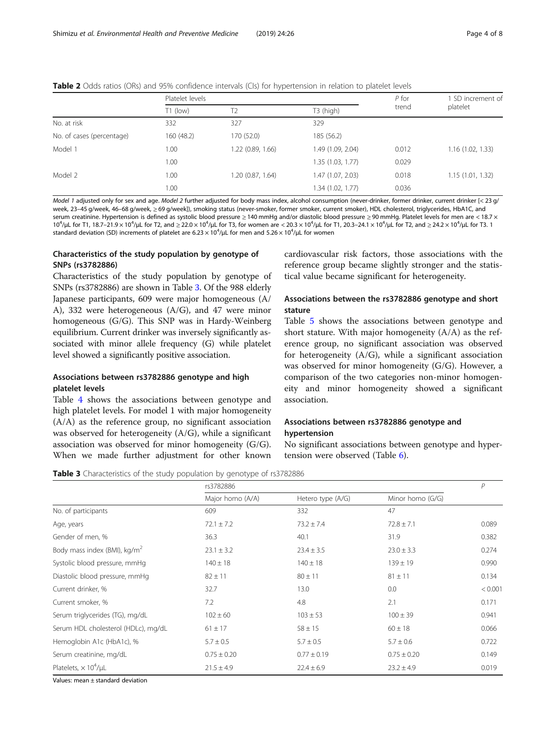**Table 2** Odds ratios (ORs) and 95% confidence intervals (CIs) for hypertension in relation to platelet levels

| | Platelet levels | | | *P* for trend | 1 SD increment of platelet |
|---|---|---|---|---|---|
| | T1 (low) | T2 | T3 (high) | | |
| No. at risk | 332 | 327 | 329 | | |
| No. of cases (percentage) | 160 (48.2) | 170 (52.0) | 185 (56.2) | | |
| Model 1 | 1.00 | 1.22 (0.89, 1.66) | 1.49 (1.09, 2.04) | 0.012 | 1.16 (1.02, 1.33) |
| | 1.00 | | 1.35 (1.03, 1.77) | 0.029 | |
| Model 2 | 1.00 | 1.20 (0.87, 1.64) | 1.47 (1.07, 2.03) | 0.018 | 1.15 (1.01, 1.32) |
| | 1.00 | | 1.34 (1.02, 1.77) | 0.036 | |

*Model 1* adjusted only for sex and age. *Model 2* further adjusted for body mass index, alcohol consumption (never-drinker, former drinker, current drinker [< 23 g/week, 23–45 g/week, 46–68 g/week, ≥ 69 g/week]), smoking status (never-smoker, former smoker, current smoker), HDL cholesterol, triglycerides, HbA1C, and serum creatinine. Hypertension is defined as systolic blood pressure ≥ 140 mmHg and/or diastolic blood pressure ≥ 90 mmHg. Platelet levels for men are < 18.7 × $10^4$/μL for T1, 18.7–21.9 × $10^4$/μL for T2, and ≥ 22.0 × $10^4$/μL for T3, for women are < 20.3 × $10^4$/μL for T1, 20.3–24.1 × $10^4$/μL for T2, and ≥ 24.2 × $10^4$/μL for T3. 1 standard deviation (SD) increments of platelet are 6.23 × $10^4$/μL for men and 5.26 × $10^4$/μL for women

## Characteristics of the study population by genotype of SNPs (rs3782886)

Characteristics of the study population by genotype of SNPs (rs3782886) are shown in Table 3. Of the 988 elderly Japanese participants, 609 were major homogeneous (A/A), 332 were heterogeneous (A/G), and 47 were minor homogeneous (G/G). This SNP was in Hardy-Weinberg equilibrium. Current drinker was inversely significantly associated with minor allele frequency (G) while platelet level showed a significantly positive association.

## Associations between rs3782886 genotype and high platelet levels

Table 4 shows the associations between genotype and high platelet levels. For model 1 with major homogeneity (A/A) as the reference group, no significant association was observed for heterogeneity (A/G), while a significant association was observed for minor homogeneity (G/G). When we made further adjustment for other known cardiovascular risk factors, those associations with the reference group became slightly stronger and the statistical value became significant for heterogeneity.

## Associations between the rs3782886 genotype and short stature

Table 5 shows the associations between genotype and short stature. With major homogeneity (A/A) as the reference group, no significant association was observed for heterogeneity (A/G), while a significant association was observed for minor homogeneity (G/G). However, a comparison of the two categories non-minor homogeneity and minor homogeneity showed a significant association.

## Associations between rs3782886 genotype and hypertension

No significant associations between genotype and hypertension were observed (Table 6).

**Table 3** Characteristics of the study population by genotype of rs3782886

| | rs3782886 | | | *P* |
|---|---|---|---|---|
| | Major homo (A/A) | Hetero type (A/G) | Minor homo (G/G) | |
| No. of participants | 609 | 332 | 47 | |
| Age, years | 72.1 ± 7.2 | 73.2 ± 7.4 | 72.8 ± 7.1 | 0.089 |
| Gender of men, % | 36.3 | 40.1 | 31.9 | 0.382 |
| Body mass index (BMI), kg/m$^2$ | 23.1 ± 3.2 | 23.4 ± 3.5 | 23.0 ± 3.3 | 0.274 |
| Systolic blood pressure, mmHg | 140 ± 18 | 140 ± 18 | 139 ± 19 | 0.990 |
| Diastolic blood pressure, mmHg | 82 ± 11 | 80 ± 11 | 81 ± 11 | 0.134 |
| Current drinker, % | 32.7 | 13.0 | 0.0 | < 0.001 |
| Current smoker, % | 7.2 | 4.8 | 2.1 | 0.171 |
| Serum triglycerides (TG), mg/dL | 102 ± 60 | 103 ± 53 | 100 ± 39 | 0.941 |
| Serum HDL cholesterol (HDLc), mg/dL | 61 ± 17 | 58 ± 15 | 60 ± 18 | 0.066 |
| Hemoglobin A1c (HbA1c), % | 5.7 ± 0.5 | 5.7 ± 0.5 | 5.7 ± 0.6 | 0.722 |
| Serum creatinine, mg/dL | 0.75 ± 0.20 | 0.77 ± 0.19 | 0.75 ± 0.20 | 0.149 |
| Platelets, × $10^4$/μL | 21.5 ± 4.9 | 22.4 ± 6.9 | 23.2 ± 4.9 | 0.019 |

Values: mean ± standard deviation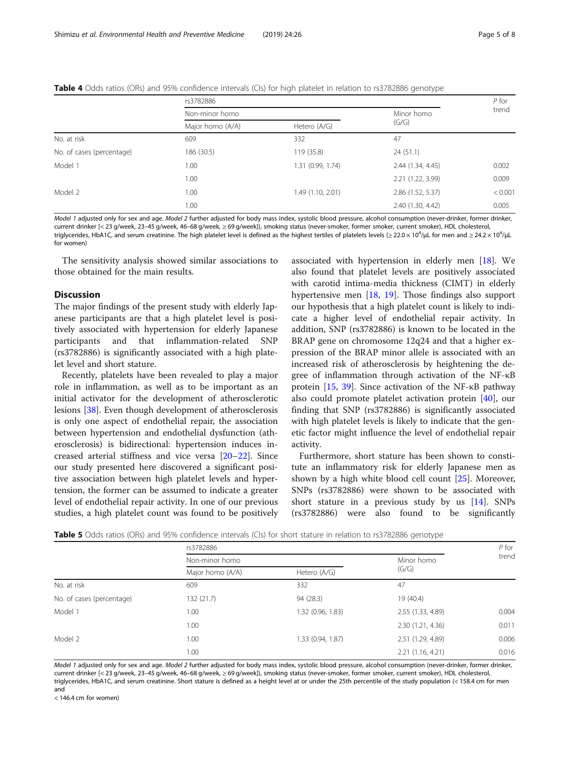**Table 4** Odds ratios (ORs) and 95% confidence intervals (CIs) for high platelet in relation to rs3782886 genotype

| | rs3782886 | | | P for trend |
|---|---|---|---|---|
| | Non-minor homo | | Minor homo (G/G) | |
| | Major homo (A/A) | Hetero (A/G) | | |
| No. at risk | 609 | 332 | 47 | |
| No. of cases (percentage) | 186 (30.5) | 119 (35.8) | 24 (51.1) | |
| Model 1 | 1.00 | 1.31 (0.99, 1.74) | 2.44 (1.34, 4.45) | 0.002 |
| | 1.00 | | 2.21 (1.22, 3.99) | 0.009 |
| Model 2 | 1.00 | 1.49 (1.10, 2.01) | 2.86 (1.52, 5.37) | < 0.001 |
| | 1.00 | | 2.40 (1.30, 4.42) | 0.005 |

*Model 1* adjusted only for sex and age. *Model 2* further adjusted for body mass index, systolic blood pressure, alcohol consumption (never-drinker, former drinker, current drinker [< 23 g/week, 23–45 g/week, 46–68 g/week, ≥ 69 g/week]), smoking status (never-smoker, former smoker, current smoker), HDL cholesterol, triglycerides, HbA1C, and serum creatinine. The high platelet level is defined as the highest tertiles of platelets levels (≥ 22.0 × $10^4$/μL for men and ≥ 24.2 × $10^4$/μL for women)

The sensitivity analysis showed similar associations to those obtained for the main results.

## Discussion

The major findings of the present study with elderly Japanese participants are that a high platelet level is positively associated with hypertension for elderly Japanese participants and that inflammation-related SNP (rs3782886) is significantly associated with a high platelet level and short stature.

Recently, platelets have been revealed to play a major role in inflammation, as well as to be important as an initial activator for the development of atherosclerotic lesions [38]. Even though development of atherosclerosis is only one aspect of endothelial repair, the association between hypertension and endothelial dysfunction (atherosclerosis) is bidirectional: hypertension induces increased arterial stiffness and vice versa [20–22]. Since our study presented here discovered a significant positive association between high platelet levels and hypertension, the former can be assumed to indicate a greater level of endothelial repair activity. In one of our previous studies, a high platelet count was found to be positively associated with hypertension in elderly men [18]. We also found that platelet levels are positively associated with carotid intima-media thickness (CIMT) in elderly hypertensive men [18, 19]. Those findings also support our hypothesis that a high platelet count is likely to indicate a higher level of endothelial repair activity. In addition, SNP (rs3782886) is known to be located in the BRAP gene on chromosome 12q24 and that a higher expression of the BRAP minor allele is associated with an increased risk of atherosclerosis by heightening the degree of inflammation through activation of the NF-κB protein [15, 39]. Since activation of the NF-κB pathway also could promote platelet activation protein [40], our finding that SNP (rs3782886) is significantly associated with high platelet levels is likely to indicate that the genetic factor might influence the level of endothelial repair activity.

Furthermore, short stature has been shown to constitute an inflammatory risk for elderly Japanese men as shown by a high white blood cell count [25]. Moreover, SNPs (rs3782886) were shown to be associated with short stature in a previous study by us [14]. SNPs (rs3782886) were also found to be significantly

**Table 5** Odds ratios (ORs) and 95% confidence intervals (CIs) for short stature in relation to rs3782886 genotype

| | rs3782886 | | | P for trend |
|---|---|---|---|---|
| | Non-minor homo | | Minor homo (G/G) | |
| | Major homo (A/A) | Hetero (A/G) | | |
| No. at risk | 609 | 332 | 47 | |
| No. of cases (percentage) | 132 (21.7) | 94 (28.3) | 19 (40.4) | |
| Model 1 | 1.00 | 1.32 (0.96, 1.83) | 2.55 (1.33, 4.89) | 0.004 |
| | 1.00 | | 2.30 (1.21, 4.36) | 0.011 |
| Model 2 | 1.00 | 1.33 (0.94, 1.87) | 2.51 (1.29, 4.89) | 0.006 |
| | 1.00 | | 2.21 (1.16, 4.21) | 0.016 |

*Model 1* adjusted only for sex and age. *Model 2* further adjusted for body mass index, systolic blood pressure, alcohol consumption (never-drinker, former drinker, current drinker [< 23 g/week, 23–45 g/week, 46–68 g/week, ≥ 69 g/week]), smoking status (never-smoker, former smoker, current smoker), HDL cholesterol, triglycerides, HbA1C, and serum creatinine. Short stature is defined as a height level at or under the 25th percentile of the study population (< 158.4 cm for men and < 146.4 cm for women)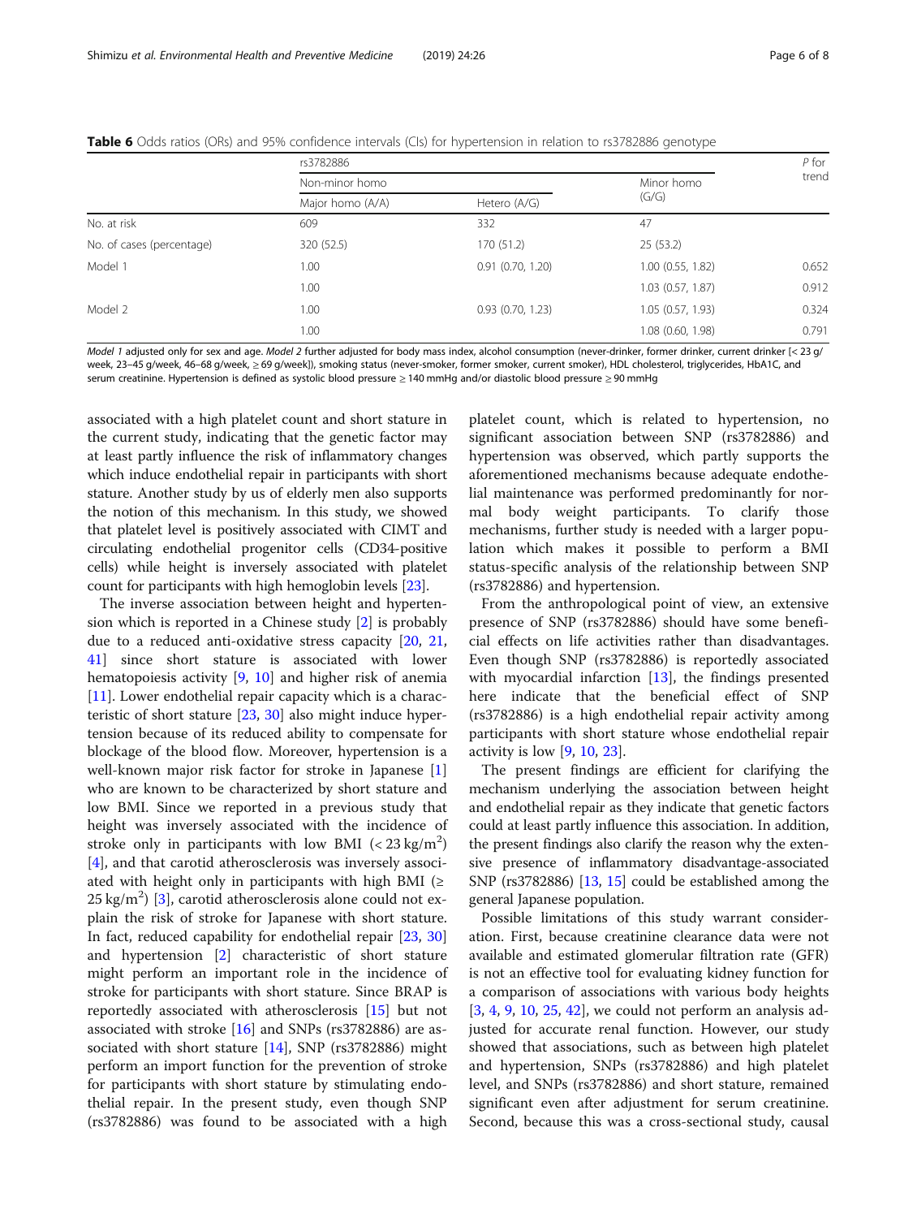**Table 6** Odds ratios (ORs) and 95% confidence intervals (CIs) for hypertension in relation to rs3782886 genotype

| | rs3782886 | | | *P* for trend |
|---|---|---|---|---|
| | Non-minor homo | | Minor homo (G/G) | |
| | Major homo (A/A) | Hetero (A/G) | | |
| No. at risk | 609 | 332 | 47 | |
| No. of cases (percentage) | 320 (52.5) | 170 (51.2) | 25 (53.2) | |
| Model 1 | 1.00 | 0.91 (0.70, 1.20) | 1.00 (0.55, 1.82) | 0.652 |
| | 1.00 | | 1.03 (0.57, 1.87) | 0.912 |
| Model 2 | 1.00 | 0.93 (0.70, 1.23) | 1.05 (0.57, 1.93) | 0.324 |
| | 1.00 | | 1.08 (0.60, 1.98) | 0.791 |

*Model 1* adjusted only for sex and age. *Model 2* further adjusted for body mass index, alcohol consumption (never-drinker, former drinker, current drinker [< 23 g/week, 23–45 g/week, 46–68 g/week, ≥ 69 g/week]), smoking status (never-smoker, former smoker, current smoker), HDL cholesterol, triglycerides, HbA1C, and serum creatinine. Hypertension is defined as systolic blood pressure ≥ 140 mmHg and/or diastolic blood pressure ≥ 90 mmHg

associated with a high platelet count and short stature in the current study, indicating that the genetic factor may at least partly influence the risk of inflammatory changes which induce endothelial repair in participants with short stature. Another study by us of elderly men also supports the notion of this mechanism. In this study, we showed that platelet level is positively associated with CIMT and circulating endothelial progenitor cells (CD34-positive cells) while height is inversely associated with platelet count for participants with high hemoglobin levels [23].

The inverse association between height and hypertension which is reported in a Chinese study [2] is probably due to a reduced anti-oxidative stress capacity [20, 21, 41] since short stature is associated with lower hematopoiesis activity [9, 10] and higher risk of anemia [11]. Lower endothelial repair capacity which is a characteristic of short stature [23, 30] also might induce hypertension because of its reduced ability to compensate for blockage of the blood flow. Moreover, hypertension is a well-known major risk factor for stroke in Japanese [1] who are known to be characterized by short stature and low BMI. Since we reported in a previous study that height was inversely associated with the incidence of stroke only in participants with low BMI (< 23 kg/m$^2$) [4], and that carotid atherosclerosis was inversely associated with height only in participants with high BMI (≥ 25 kg/m$^2$) [3], carotid atherosclerosis alone could not explain the risk of stroke for Japanese with short stature. In fact, reduced capability for endothelial repair [23, 30] and hypertension [2] characteristic of short stature might perform an important role in the incidence of stroke for participants with short stature. Since BRAP is reportedly associated with atherosclerosis [15] but not associated with stroke [16] and SNPs (rs3782886) are associated with short stature [14], SNP (rs3782886) might perform an import function for the prevention of stroke for participants with short stature by stimulating endothelial repair. In the present study, even though SNP (rs3782886) was found to be associated with a high platelet count, which is related to hypertension, no significant association between SNP (rs3782886) and hypertension was observed, which partly supports the aforementioned mechanisms because adequate endothelial maintenance was performed predominantly for normal body weight participants. To clarify those mechanisms, further study is needed with a larger population which makes it possible to perform a BMI status-specific analysis of the relationship between SNP (rs3782886) and hypertension.

From the anthropological point of view, an extensive presence of SNP (rs3782886) should have some beneficial effects on life activities rather than disadvantages. Even though SNP (rs3782886) is reportedly associated with myocardial infarction [13], the findings presented here indicate that the beneficial effect of SNP (rs3782886) is a high endothelial repair activity among participants with short stature whose endothelial repair activity is low [9, 10, 23].

The present findings are efficient for clarifying the mechanism underlying the association between height and endothelial repair as they indicate that genetic factors could at least partly influence this association. In addition, the present findings also clarify the reason why the extensive presence of inflammatory disadvantage-associated SNP (rs3782886) [13, 15] could be established among the general Japanese population.

Possible limitations of this study warrant consideration. First, because creatinine clearance data were not available and estimated glomerular filtration rate (GFR) is not an effective tool for evaluating kidney function for a comparison of associations with various body heights [3, 4, 9, 10, 25, 42], we could not perform an analysis adjusted for accurate renal function. However, our study showed that associations, such as between high platelet and hypertension, SNPs (rs3782886) and high platelet level, and SNPs (rs3782886) and short stature, remained significant even after adjustment for serum creatinine. Second, because this was a cross-sectional study, causal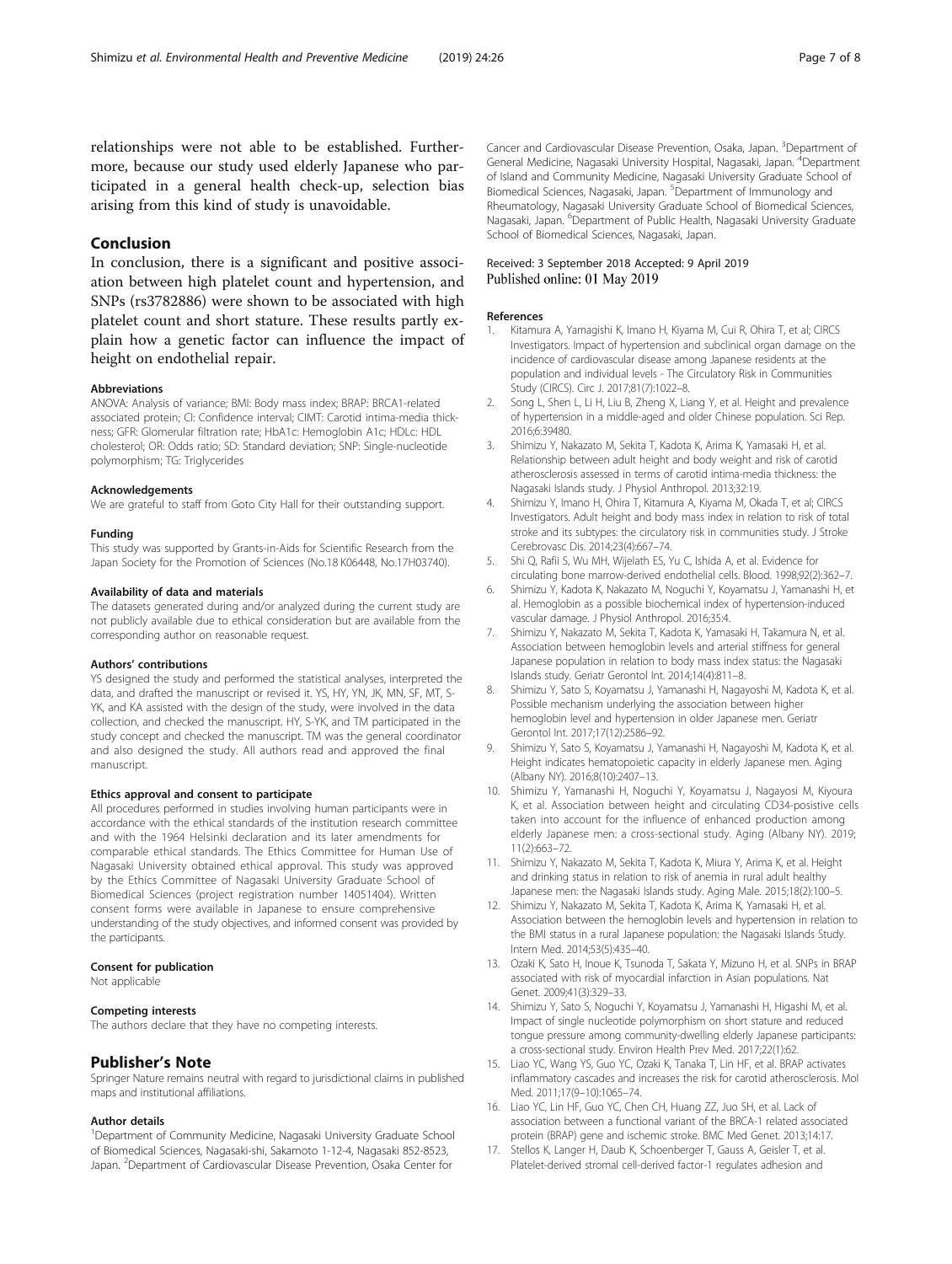relationships were not able to be established. Furthermore, because our study used elderly Japanese who participated in a general health check-up, selection bias arising from this kind of study is unavoidable.

## Conclusion

In conclusion, there is a significant and positive association between high platelet count and hypertension, and SNPs (rs3782886) were shown to be associated with high platelet count and short stature. These results partly explain how a genetic factor can influence the impact of height on endothelial repair.

#### Abbreviations

ANOVA: Analysis of variance; BMI: Body mass index; BRAP: BRCA1-related associated protein; CI: Confidence interval; CIMT: Carotid intima-media thickness; GFR: Glomerular filtration rate; HbA1c: Hemoglobin A1c; HDLc: HDL cholesterol; OR: Odds ratio; SD: Standard deviation; SNP: Single-nucleotide polymorphism; TG: Triglycerides

#### Acknowledgements

We are grateful to staff from Goto City Hall for their outstanding support.

#### Funding

This study was supported by Grants-in-Aids for Scientific Research from the Japan Society for the Promotion of Sciences (No.18 K06448, No.17H03740).

#### Availability of data and materials

The datasets generated during and/or analyzed during the current study are not publicly available due to ethical consideration but are available from the corresponding author on reasonable request.

#### Authors' contributions

YS designed the study and performed the statistical analyses, interpreted the data, and drafted the manuscript or revised it. YS, HY, YN, JK, MN, SF, MT, S-YK, and KA assisted with the design of the study, were involved in the data collection, and checked the manuscript. HY, S-YK, and TM participated in the study concept and checked the manuscript. TM was the general coordinator and also designed the study. All authors read and approved the final manuscript.

#### Ethics approval and consent to participate

All procedures performed in studies involving human participants were in accordance with the ethical standards of the institution research committee and with the 1964 Helsinki declaration and its later amendments for comparable ethical standards. The Ethics Committee for Human Use of Nagasaki University obtained ethical approval. This study was approved by the Ethics Committee of Nagasaki University Graduate School of Biomedical Sciences (project registration number 14051404). Written consent forms were available in Japanese to ensure comprehensive understanding of the study objectives, and informed consent was provided by the participants.

#### Consent for publication

Not applicable

#### Competing interests

The authors declare that they have no competing interests.

## Publisher's Note

Springer Nature remains neutral with regard to jurisdictional claims in published maps and institutional affiliations.

#### Author details

[1]Department of Community Medicine, Nagasaki University Graduate School of Biomedical Sciences, Nagasaki-shi, Sakamoto 1-12-4, Nagasaki 852-8523, Japan. [2]Department of Cardiovascular Disease Prevention, Osaka Center for Cancer and Cardiovascular Disease Prevention, Osaka, Japan. [3]Department of General Medicine, Nagasaki University Hospital, Nagasaki, Japan. [4]Department of Island and Community Medicine, Nagasaki University Graduate School of Biomedical Sciences, Nagasaki, Japan. [5]Department of Immunology and Rheumatology, Nagasaki University Graduate School of Biomedical Sciences, Nagasaki, Japan. [6]Department of Public Health, Nagasaki University Graduate School of Biomedical Sciences, Nagasaki, Japan.

Received: 3 September 2018 Accepted: 9 April 2019
Published online: 01 May 2019

#### References

1. Kitamura A, Yamagishi K, Imano H, Kiyama M, Cui R, Ohira T, et al; CIRCS Investigators. Impact of hypertension and subclinical organ damage on the incidence of cardiovascular disease among Japanese residents at the population and individual levels - The Circulatory Risk in Communities Study (CIRCS). Circ J. 2017;81(7):1022–8.
2. Song L, Shen L, Li H, Liu B, Zheng X, Liang Y, et al. Height and prevalence of hypertension in a middle-aged and older Chinese population. Sci Rep. 2016;6:39480.
3. Shimizu Y, Nakazato M, Sekita T, Kadota K, Arima K, Yamasaki H, et al. Relationship between adult height and body weight and risk of carotid atherosclerosis assessed in terms of carotid intima-media thickness: the Nagasaki Islands study. J Physiol Anthropol. 2013;32:19.
4. Shimizu Y, Imano H, Ohira T, Kitamura A, Kiyama M, Okada T, et al; CIRCS Investigators. Adult height and body mass index in relation to risk of total stroke and its subtypes: the circulatory risk in communities study. J Stroke Cerebrovasc Dis. 2014;23(4):667–74.
5. Shi Q, Rafii S, Wu MH, Wijelath ES, Yu C, Ishida A, et al. Evidence for circulating bone marrow-derived endothelial cells. Blood. 1998;92(2):362–7.
6. Shimizu Y, Kadota K, Nakazato M, Noguchi Y, Koyamatsu J, Yamanashi H, et al. Hemoglobin as a possible biochemical index of hypertension-induced vascular damage. J Physiol Anthropol. 2016;35:4.
7. Shimizu Y, Nakazato M, Sekita T, Kadota K, Yamasaki H, Takamura N, et al. Association between hemoglobin levels and arterial stiffness for general Japanese population in relation to body mass index status: the Nagasaki Islands study. Geriatr Gerontol Int. 2014;14(4):811–8.
8. Shimizu Y, Sato S, Koyamatsu J, Yamanashi H, Nagayoshi M, Kadota K, et al. Possible mechanism underlying the association between higher hemoglobin level and hypertension in older Japanese men. Geriatr Gerontol Int. 2017;17(12):2586–92.
9. Shimizu Y, Sato S, Koyamatsu J, Yamanashi H, Nagayoshi M, Kadota K, et al. Height indicates hematopoietic capacity in elderly Japanese men. Aging (Albany NY). 2016;8(10):2407–13.
10. Shimizu Y, Yamanashi H, Noguchi Y, Koyamatsu J, Nagayosi M, Kiyoura K, et al. Association between height and circulating CD34-posistive cells taken into account for the influence of enhanced production among elderly Japanese men: a cross-sectional study. Aging (Albany NY). 2019; 11(2):663–72.
11. Shimizu Y, Nakazato M, Sekita T, Kadota K, Miura Y, Arima K, et al. Height and drinking status in relation to risk of anemia in rural adult healthy Japanese men: the Nagasaki Islands study. Aging Male. 2015;18(2):100–5.
12. Shimizu Y, Nakazato M, Sekita T, Kadota K, Arima K, Yamasaki H, et al. Association between the hemoglobin levels and hypertension in relation to the BMI status in a rural Japanese population: the Nagasaki Islands Study. Intern Med. 2014;53(5):435–40.
13. Ozaki K, Sato H, Inoue K, Tsunoda T, Sakata Y, Mizuno H, et al. SNPs in BRAP associated with risk of myocardial infarction in Asian populations. Nat Genet. 2009;41(3):329–33.
14. Shimizu Y, Sato S, Noguchi Y, Koyamatsu J, Yamanashi H, Higashi M, et al. Impact of single nucleotide polymorphism on short stature and reduced tongue pressure among community-dwelling elderly Japanese participants: a cross-sectional study. Environ Health Prev Med. 2017;22(1):62.
15. Liao YC, Wang YS, Guo YC, Ozaki K, Tanaka T, Lin HF, et al. BRAP activates inflammatory cascades and increases the risk for carotid atherosclerosis. Mol Med. 2011;17(9–10):1065–74.
16. Liao YC, Lin HF, Guo YC, Chen CH, Huang ZZ, Juo SH, et al. Lack of association between a functional variant of the BRCA-1 related associated protein (BRAP) gene and ischemic stroke. BMC Med Genet. 2013;14:17.
17. Stellos K, Langer H, Daub K, Schoenberger T, Gauss A, Geisler T, et al. Platelet-derived stromal cell-derived factor-1 regulates adhesion and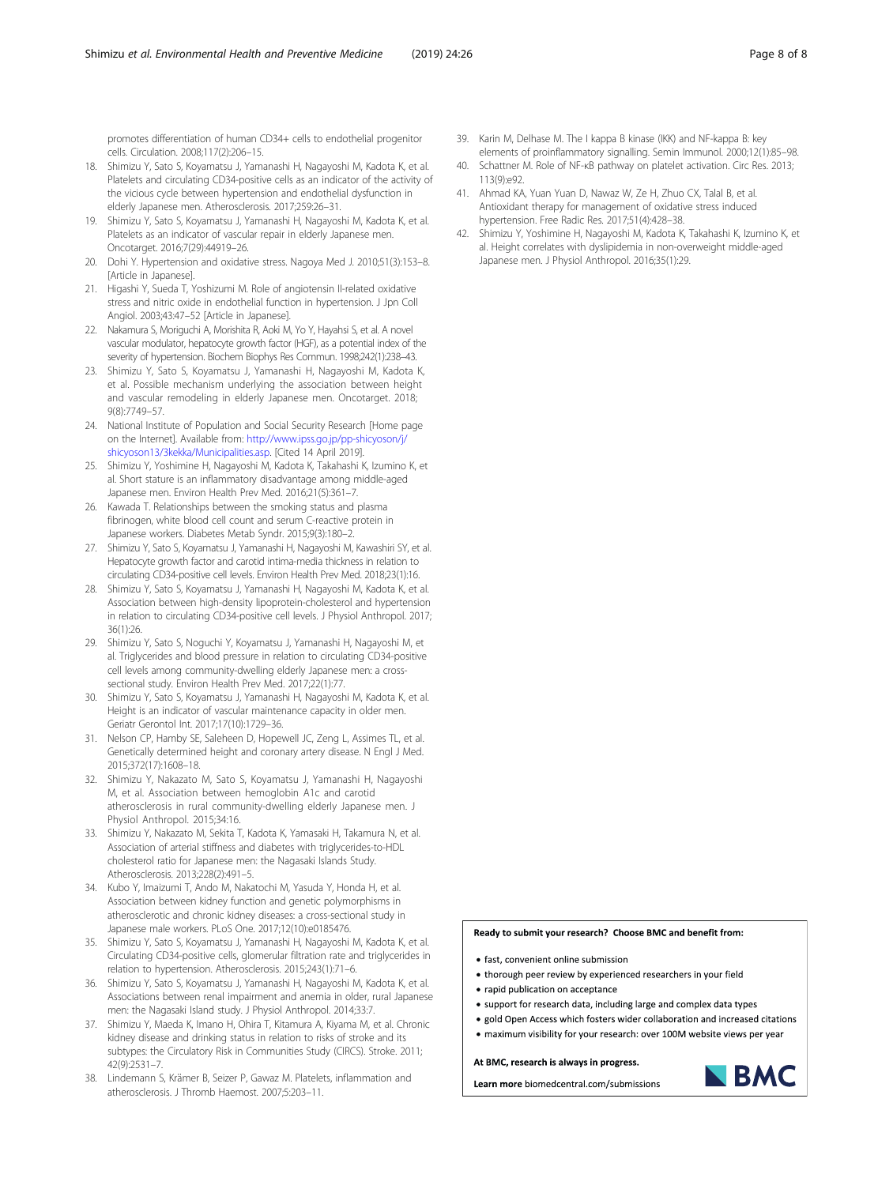promotes differentiation of human CD34+ cells to endothelial progenitor cells. Circulation. 2008;117(2):206–15.

18. Shimizu Y, Sato S, Koyamatsu J, Yamanashi H, Nagayoshi M, Kadota K, et al. Platelets and circulating CD34-positive cells as an indicator of the activity of the vicious cycle between hypertension and endothelial dysfunction in elderly Japanese men. Atherosclerosis. 2017;259:26–31.
19. Shimizu Y, Sato S, Koyamatsu J, Yamanashi H, Nagayoshi M, Kadota K, et al. Platelets as an indicator of vascular repair in elderly Japanese men. Oncotarget. 2016;7(29):44919–26.
20. Dohi Y. Hypertension and oxidative stress. Nagoya Med J. 2010;51(3):153–8. [Article in Japanese].
21. Higashi Y, Sueda T, Yoshizumi M. Role of angiotensin II-related oxidative stress and nitric oxide in endothelial function in hypertension. J Jpn Coll Angiol. 2003;43:47–52 [Article in Japanese].
22. Nakamura S, Moriguchi A, Morishita R, Aoki M, Yo Y, Hayahsi S, et al. A novel vascular modulator, hepatocyte growth factor (HGF), as a potential index of the severity of hypertension. Biochem Biophys Res Commun. 1998;242(1):238–43.
23. Shimizu Y, Sato S, Koyamatsu J, Yamanashi H, Nagayoshi M, Kadota K, et al. Possible mechanism underlying the association between height and vascular remodeling in elderly Japanese men. Oncotarget. 2018; 9(8):7749–57.
24. National Institute of Population and Social Security Research [Home page on the Internet]. Available from: http://www.ipss.go.jp/pp-shicyoson/j/shicyoson13/3kekka/Municipalities.asp. [Cited 14 April 2019].
25. Shimizu Y, Yoshimine H, Nagayoshi M, Kadota K, Takahashi K, Izumino K, et al. Short stature is an inflammatory disadvantage among middle-aged Japanese men. Environ Health Prev Med. 2016;21(5):361–7.
26. Kawada T. Relationships between the smoking status and plasma fibrinogen, white blood cell count and serum C-reactive protein in Japanese workers. Diabetes Metab Syndr. 2015;9(3):180–2.
27. Shimizu Y, Sato S, Koyamatsu J, Yamanashi H, Nagayoshi M, Kawashiri SY, et al. Hepatocyte growth factor and carotid intima-media thickness in relation to circulating CD34-positive cell levels. Environ Health Prev Med. 2018;23(1):16.
28. Shimizu Y, Sato S, Koyamatsu J, Yamanashi H, Nagayoshi M, Kadota K, et al. Association between high-density lipoprotein-cholesterol and hypertension in relation to circulating CD34-positive cell levels. J Physiol Anthropol. 2017; 36(1):26.
29. Shimizu Y, Sato S, Noguchi Y, Koyamatsu J, Yamanashi H, Nagayoshi M, et al. Triglycerides and blood pressure in relation to circulating CD34-positive cell levels among community-dwelling elderly Japanese men: a cross-sectional study. Environ Health Prev Med. 2017;22(1):77.
30. Shimizu Y, Sato S, Koyamatsu J, Yamanashi H, Nagayoshi M, Kadota K, et al. Height is an indicator of vascular maintenance capacity in older men. Geriatr Gerontol Int. 2017;17(10):1729–36.
31. Nelson CP, Hamby SE, Saleheen D, Hopewell JC, Zeng L, Assimes TL, et al. Genetically determined height and coronary artery disease. N Engl J Med. 2015;372(17):1608–18.
32. Shimizu Y, Nakazato M, Sato S, Koyamatsu J, Yamanashi H, Nagayoshi M, et al. Association between hemoglobin A1c and carotid atherosclerosis in rural community-dwelling elderly Japanese men. J Physiol Anthropol. 2015;34:16.
33. Shimizu Y, Nakazato M, Sekita T, Kadota K, Yamasaki H, Takamura N, et al. Association of arterial stiffness and diabetes with triglycerides-to-HDL cholesterol ratio for Japanese men: the Nagasaki Islands Study. Atherosclerosis. 2013;228(2):491–5.
34. Kubo Y, Imaizumi T, Ando M, Nakatochi M, Yasuda Y, Honda H, et al. Association between kidney function and genetic polymorphisms in atherosclerotic and chronic kidney diseases: a cross-sectional study in Japanese male workers. PLoS One. 2017;12(10):e0185476.
35. Shimizu Y, Sato S, Koyamatsu J, Yamanashi H, Nagayoshi M, Kadota K, et al. Circulating CD34-positive cells, glomerular filtration rate and triglycerides in relation to hypertension. Atherosclerosis. 2015;243(1):71–6.
36. Shimizu Y, Sato S, Koyamatsu J, Yamanashi H, Nagayoshi M, Kadota K, et al. Associations between renal impairment and anemia in older, rural Japanese men: the Nagasaki Island study. J Physiol Anthropol. 2014;33:7.
37. Shimizu Y, Maeda K, Imano H, Ohira T, Kitamura A, Kiyama M, et al. Chronic kidney disease and drinking status in relation to risks of stroke and its subtypes: the Circulatory Risk in Communities Study (CIRCS). Stroke. 2011; 42(9):2531–7.
38. Lindemann S, Krämer B, Seizer P, Gawaz M. Platelets, inflammation and atherosclerosis. J Thromb Haemost. 2007;5:203–11.
39. Karin M, Delhase M. The I kappa B kinase (IKK) and NF-kappa B: key elements of proinflammatory signalling. Semin Immunol. 2000;12(1):85–98.
40. Schattner M. Role of NF-κB pathway on platelet activation. Circ Res. 2013; 113(9):e92.
41. Ahmad KA, Yuan Yuan D, Nawaz W, Ze H, Zhuo CX, Talal B, et al. Antioxidant therapy for management of oxidative stress induced hypertension. Free Radic Res. 2017;51(4):428–38.
42. Shimizu Y, Yoshimine H, Nagayoshi M, Kadota K, Takahashi K, Izumino K, et al. Height correlates with dyslipidemia in non-overweight middle-aged Japanese men. J Physiol Anthropol. 2016;35(1):29.

**Ready to submit your research? Choose BMC and benefit from:**

- fast, convenient online submission
- thorough peer review by experienced researchers in your field
- rapid publication on acceptance
- support for research data, including large and complex data types
- gold Open Access which fosters wider collaboration and increased citations
- maximum visibility for your research: over 100M website views per year

**At BMC, research is always in progress.**

**Learn more** biomedcentral.com/submissions

BMC